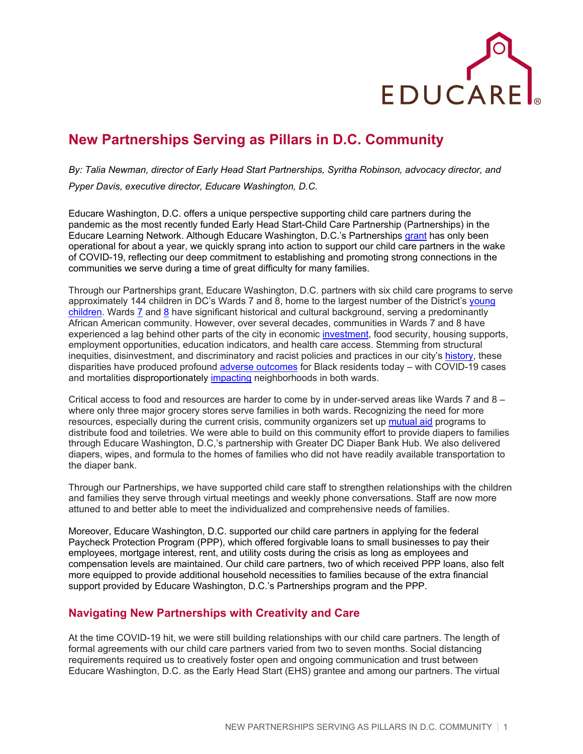# New Partnerships Serving as Pillars in D.C. Community

*By: Talia Newman, director of Early Head Start Partnerships, Syritha Robinson, advocacy director, and Pyper Davis, executive director, Educare Washington, D.C.*

Educare Washington, D.C. offers a unique perspective supporting child care partners during the pandemic as the most recently funded Early Head Start-Child Care Partnership (Partnerships) in the Educare Learning Network. Although Educare Washington, D.C.'s Partnerships grant has only been operational for about a year, we quickly sprang into action to support our child care partners in the wake of COVID-19, reflecting our deep commitment to establishing and promoting strong connections in the communities we serve during a time of great difficulty for many families.

Through our Partnerships grant, Educare Washington, D.C. partners with six child care programs to serve approximately 144 children in DC's Wards 7 and 8, home to the largest number of the District's young children. Wards 7 and 8 have significant historical and cultural background, serving a predominantly African American community. However, over several decades, communities in Wards 7 and 8 have experienced a lag behind other parts of the city in economic investment, food security, housing supports, employment opportunities, education indicators, and health care access. Stemming from structural inequities, disinvestment, and discriminatory and racist policies and practices in our city's history, these disparities have produced profound adverse outcomes for Black residents today – with COVID-19 cases and mortalities disproportionately impacting neighborhoods in both wards.

Critical access to food and resources are harder to come by in under-served areas like Wards 7 and 8 – where only three major grocery stores serve families in both wards. Recognizing the need for more resources, especially during the current crisis, community organizers set up mutual aid programs to distribute food and toiletries. We were able to build on this community effort to provide diapers to families through Educare Washington, D.C,'s partnership with Greater DC Diaper Bank Hub. We also delivered diapers, wipes, and formula to the homes of families who did not have readily available transportation to the diaper bank.

Through our Partnerships, we have supported child care staff to strengthen relationships with the children and families they serve through virtual meetings and weekly phone conversations. Staff are now more attuned to and better able to meet the individualized and comprehensive needs of families.

Moreover, Educare Washington, D.C. supported our child care partners in applying for the federal Paycheck Protection Program (PPP), which offered forgivable loans to small businesses to pay their employees, mortgage interest, rent, and utility costs during the crisis as long as employees and compensation levels are maintained. Our child care partners, two of which received PPP loans, also felt more equipped to provide additional household necessities to families because of the extra financial support provided by Educare Washington, D.C.'s Partnerships program and the PPP.

## Navigating New Partnerships with Creativity and Care

At the time COVID-19 hit, we were still building relationships with our child care partners. The length of formal agreements with our child care partners varied from two to seven months. Social distancing requirements required us to creatively foster open and ongoing communication and trust between Educare Washington, D.C. as the Early Head Start (EHS) grantee and among our partners. The virtual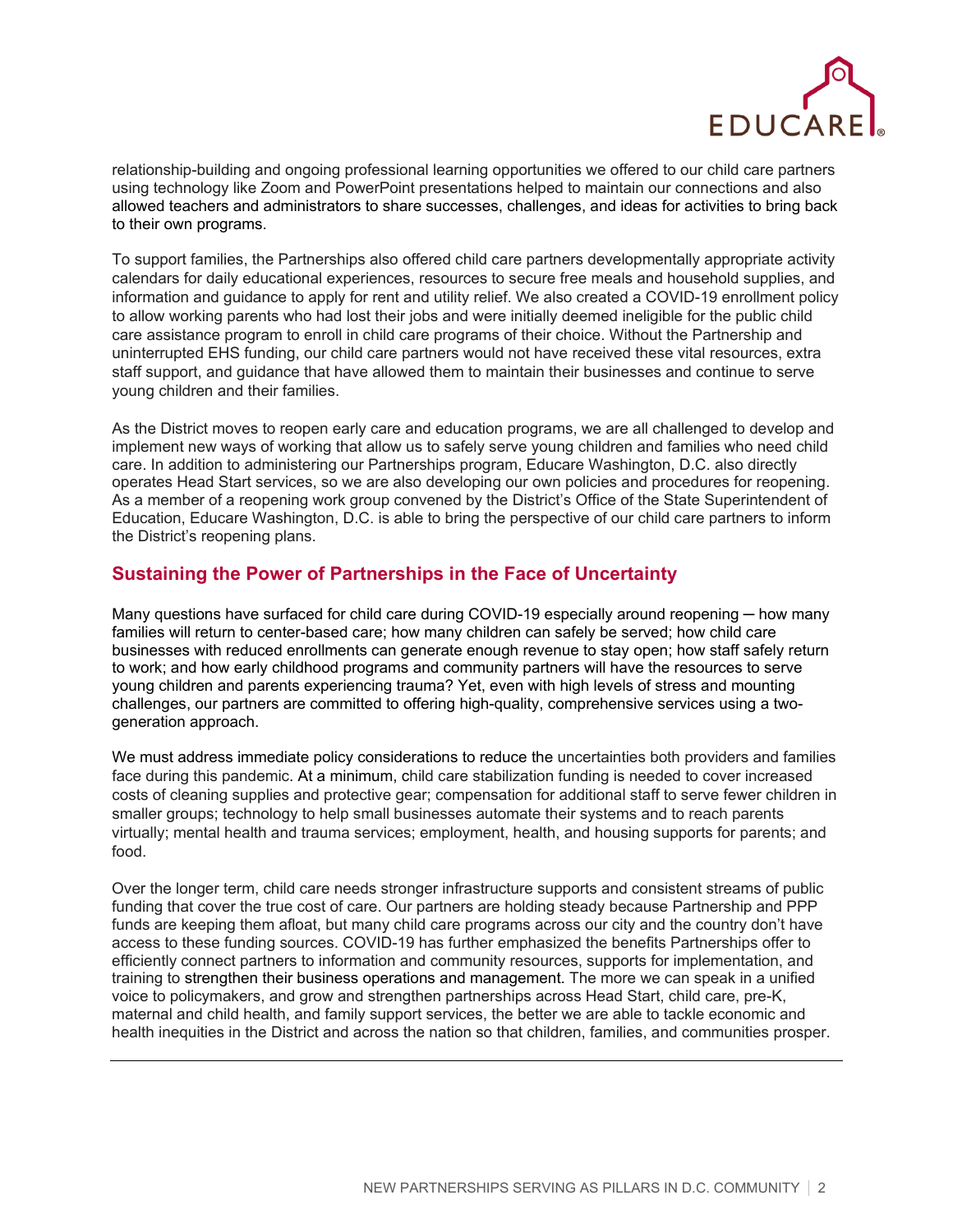relationship-building and ongoing professional learning opportunities we offered to our child care partners using technology like Zoom and PowerPoint presentations helped to maintain our connections and also allowed teachers and administrators to share successes, challenges, and ideas for activities to bring back to their own programs.

To support families, the Partnerships also offered child care partners developmentally appropriate activity calendars for daily educational experiences, resources to secure free meals and household supplies, and information and guidance to apply for rent and utility relief. We also created a COVID-19 enrollment policy to allow working parents who had lost their jobs and were initially deemed ineligible for the public child care assistance program to enroll in child care programs of their choice. Without the Partnership and uninterrupted EHS funding, our child care partners would not have received these vital resources, extra staff support, and guidance that have allowed them to maintain their businesses and continue to serve young children and their families.

As the District moves to reopen early care and education programs, we are all challenged to develop and implement new ways of working that allow us to safely serve young children and families who need child care. In addition to administering our Partnerships program, Educare Washington, D.C. also directly operates Head Start services, so we are also developing our own policies and procedures for reopening. As a member of a reopening work group convened by the District's Office of the State Superintendent of Education, Educare Washington, D.C. is able to bring the perspective of our child care partners to inform the District's reopening plans.

## Sustaining the Power of Partnerships in the Face of Uncertainty

Many questions have surfaced for child care during COVID-19 especially around reopening ─ how many families will return to center-based care; how many children can safely be served; how child care businesses with reduced enrollments can generate enough revenue to stay open; how staff safely return to work; and how early childhood programs and community partners will have the resources to serve young children and parents experiencing trauma? Yet, even with high levels of stress and mounting challenges, our partners are committed to offering high-quality, comprehensive services using a two-generation approach.

We must address immediate policy considerations to reduce the uncertainties both providers and families face during this pandemic. At a minimum, child care stabilization funding is needed to cover increased costs of cleaning supplies and protective gear; compensation for additional staff to serve fewer children in smaller groups; technology to help small businesses automate their systems and to reach parents virtually; mental health and trauma services; employment, health, and housing supports for parents; and food.

Over the longer term, child care needs stronger infrastructure supports and consistent streams of public funding that cover the true cost of care. Our partners are holding steady because Partnership and PPP funds are keeping them afloat, but many child care programs across our city and the country don't have access to these funding sources. COVID-19 has further emphasized the benefits Partnerships offer to efficiently connect partners to information and community resources, supports for implementation, and training to strengthen their business operations and management. The more we can speak in a unified voice to policymakers, and grow and strengthen partnerships across Head Start, child care, pre-K, maternal and child health, and family support services, the better we are able to tackle economic and health inequities in the District and across the nation so that children, families, and communities prosper.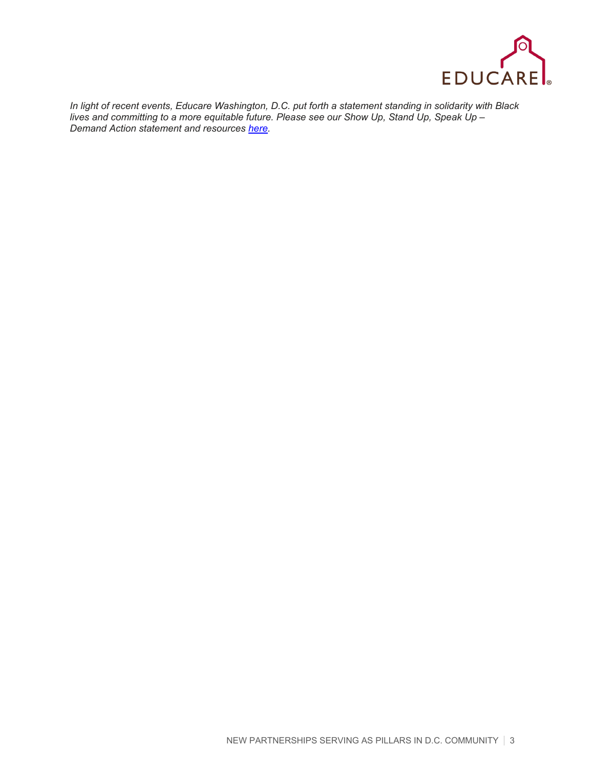*In light of recent events, Educare Washington, D.C. put forth a statement standing in solidarity with Black lives and committing to a more equitable future. Please see our Show Up, Stand Up, Speak Up – Demand Action statement and resources here.*